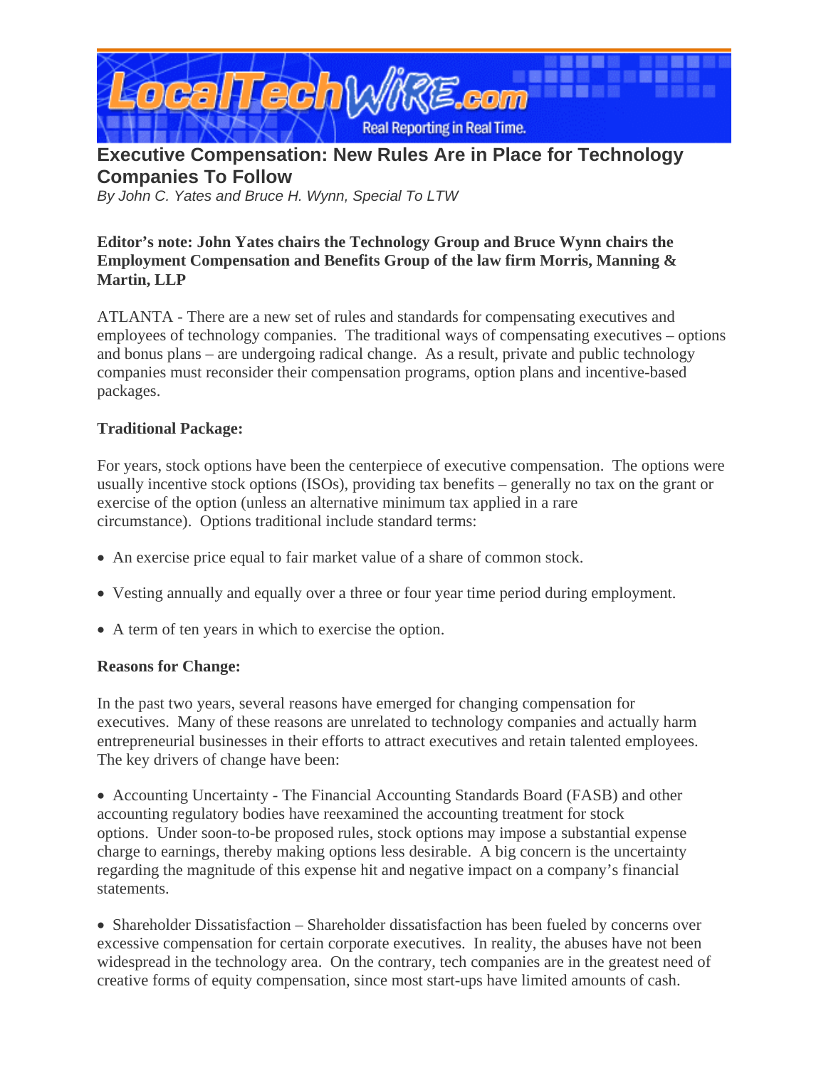# Executive Compensation: New Rules Are in Place for Technology Companies To Follow

*By John C. Yates and Bruce H. Wynn, Special To LTW*

**Editor's note: John Yates chairs the Technology Group and Bruce Wynn chairs the Employment Compensation and Benefits Group of the law firm Morris, Manning & Martin, LLP**

ATLANTA - There are a new set of rules and standards for compensating executives and employees of technology companies. The traditional ways of compensating executives – options and bonus plans – are undergoing radical change. As a result, private and public technology companies must reconsider their compensation programs, option plans and incentive-based packages.

**Traditional Package:**

For years, stock options have been the centerpiece of executive compensation. The options were usually incentive stock options (ISOs), providing tax benefits – generally no tax on the grant or exercise of the option (unless an alternative minimum tax applied in a rare circumstance). Options traditional include standard terms:

- An exercise price equal to fair market value of a share of common stock.
- Vesting annually and equally over a three or four year time period during employment.
- A term of ten years in which to exercise the option.

**Reasons for Change:**

In the past two years, several reasons have emerged for changing compensation for executives. Many of these reasons are unrelated to technology companies and actually harm entrepreneurial businesses in their efforts to attract executives and retain talented employees. The key drivers of change have been:

- Accounting Uncertainty - The Financial Accounting Standards Board (FASB) and other accounting regulatory bodies have reexamined the accounting treatment for stock options. Under soon-to-be proposed rules, stock options may impose a substantial expense charge to earnings, thereby making options less desirable. A big concern is the uncertainty regarding the magnitude of this expense hit and negative impact on a company's financial statements.

- Shareholder Dissatisfaction – Shareholder dissatisfaction has been fueled by concerns over excessive compensation for certain corporate executives. In reality, the abuses have not been widespread in the technology area. On the contrary, tech companies are in the greatest need of creative forms of equity compensation, since most start-ups have limited amounts of cash.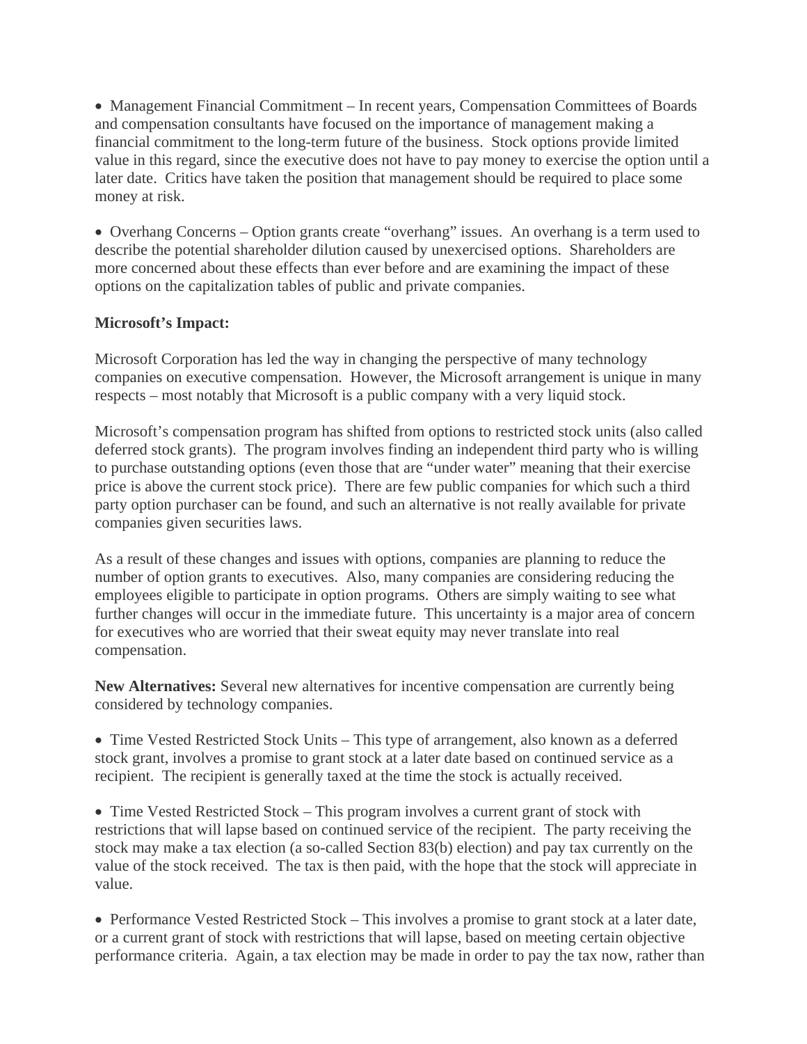- Management Financial Commitment – In recent years, Compensation Committees of Boards and compensation consultants have focused on the importance of management making a financial commitment to the long-term future of the business. Stock options provide limited value in this regard, since the executive does not have to pay money to exercise the option until a later date. Critics have taken the position that management should be required to place some money at risk.

- Overhang Concerns – Option grants create "overhang" issues. An overhang is a term used to describe the potential shareholder dilution caused by unexercised options. Shareholders are more concerned about these effects than ever before and are examining the impact of these options on the capitalization tables of public and private companies.

**Microsoft's Impact:**

Microsoft Corporation has led the way in changing the perspective of many technology companies on executive compensation. However, the Microsoft arrangement is unique in many respects – most notably that Microsoft is a public company with a very liquid stock.

Microsoft's compensation program has shifted from options to restricted stock units (also called deferred stock grants). The program involves finding an independent third party who is willing to purchase outstanding options (even those that are "under water" meaning that their exercise price is above the current stock price). There are few public companies for which such a third party option purchaser can be found, and such an alternative is not really available for private companies given securities laws.

As a result of these changes and issues with options, companies are planning to reduce the number of option grants to executives. Also, many companies are considering reducing the employees eligible to participate in option programs. Others are simply waiting to see what further changes will occur in the immediate future. This uncertainty is a major area of concern for executives who are worried that their sweat equity may never translate into real compensation.

**New Alternatives:** Several new alternatives for incentive compensation are currently being considered by technology companies.

- Time Vested Restricted Stock Units – This type of arrangement, also known as a deferred stock grant, involves a promise to grant stock at a later date based on continued service as a recipient. The recipient is generally taxed at the time the stock is actually received.

- Time Vested Restricted Stock – This program involves a current grant of stock with restrictions that will lapse based on continued service of the recipient. The party receiving the stock may make a tax election (a so-called Section 83(b) election) and pay tax currently on the value of the stock received. The tax is then paid, with the hope that the stock will appreciate in value.

- Performance Vested Restricted Stock – This involves a promise to grant stock at a later date, or a current grant of stock with restrictions that will lapse, based on meeting certain objective performance criteria. Again, a tax election may be made in order to pay the tax now, rather than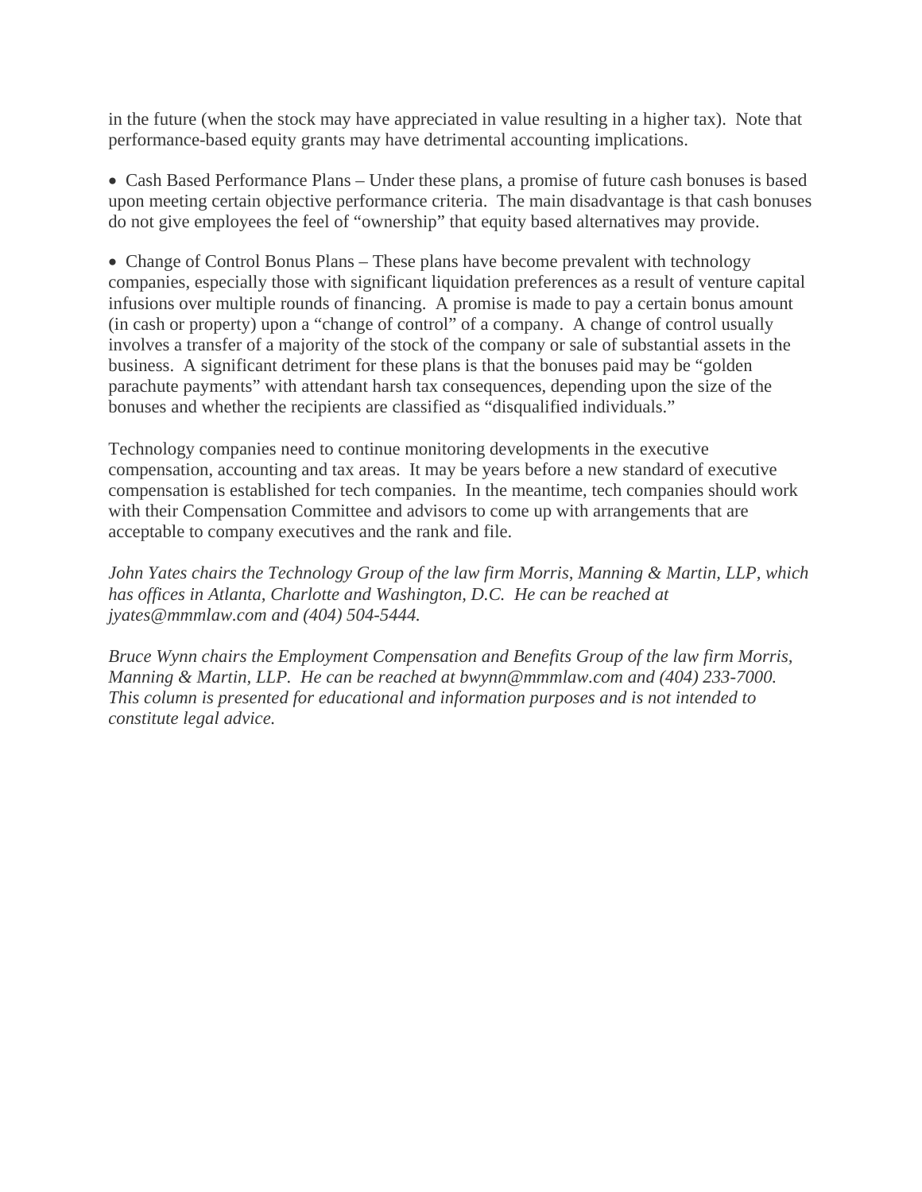in the future (when the stock may have appreciated in value resulting in a higher tax). Note that performance-based equity grants may have detrimental accounting implications.

- Cash Based Performance Plans – Under these plans, a promise of future cash bonuses is based upon meeting certain objective performance criteria. The main disadvantage is that cash bonuses do not give employees the feel of "ownership" that equity based alternatives may provide.

- Change of Control Bonus Plans – These plans have become prevalent with technology companies, especially those with significant liquidation preferences as a result of venture capital infusions over multiple rounds of financing. A promise is made to pay a certain bonus amount (in cash or property) upon a "change of control" of a company. A change of control usually involves a transfer of a majority of the stock of the company or sale of substantial assets in the business. A significant detriment for these plans is that the bonuses paid may be "golden parachute payments" with attendant harsh tax consequences, depending upon the size of the bonuses and whether the recipients are classified as "disqualified individuals."

Technology companies need to continue monitoring developments in the executive compensation, accounting and tax areas. It may be years before a new standard of executive compensation is established for tech companies. In the meantime, tech companies should work with their Compensation Committee and advisors to come up with arrangements that are acceptable to company executives and the rank and file.

*John Yates chairs the Technology Group of the law firm Morris, Manning & Martin, LLP, which has offices in Atlanta, Charlotte and Washington, D.C. He can be reached at jyates@mmmlaw.com and (404) 504-5444.*

*Bruce Wynn chairs the Employment Compensation and Benefits Group of the law firm Morris, Manning & Martin, LLP. He can be reached at bwynn@mmmlaw.com and (404) 233-7000. This column is presented for educational and information purposes and is not intended to constitute legal advice.*